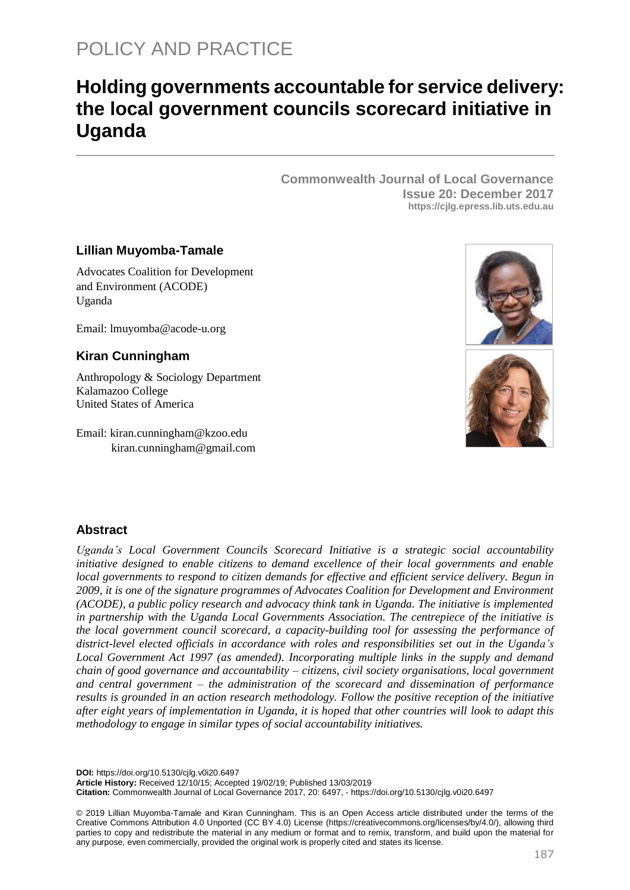POLICY AND PRACTICE

# Holding governments accountable for service delivery: the local government councils scorecard initiative in Uganda

**Commonwealth Journal of Local Governance**
**Issue 20: December 2017**
**https://cjlg.epress.lib.uts.edu.au**

**Lillian Muyomba-Tamale**

Advocates Coalition for Development and Environment (ACODE)
Uganda

Email: lmuyomba@acode-u.org

**Kiran Cunningham**

Anthropology & Sociology Department
Kalamazoo College
United States of America

Email: kiran.cunningham@kzoo.edu
kiran.cunningham@gmail.com

## Abstract

*Uganda's Local Government Councils Scorecard Initiative is a strategic social accountability initiative designed to enable citizens to demand excellence of their local governments and enable local governments to respond to citizen demands for effective and efficient service delivery. Begun in 2009, it is one of the signature programmes of Advocates Coalition for Development and Environment (ACODE), a public policy research and advocacy think tank in Uganda. The initiative is implemented in partnership with the Uganda Local Governments Association. The centrepiece of the initiative is the local government council scorecard, a capacity-building tool for assessing the performance of district-level elected officials in accordance with roles and responsibilities set out in the Uganda's Local Government Act 1997 (as amended). Incorporating multiple links in the supply and demand chain of good governance and accountability – citizens, civil society organisations, local government and central government – the administration of the scorecard and dissemination of performance results is grounded in an action research methodology. Follow the positive reception of the initiative after eight years of implementation in Uganda, it is hoped that other countries will look to adapt this methodology to engage in similar types of social accountability initiatives.*

**DOI:** https://doi.org/10.5130/cjlg.v0i20.6497
**Article History:** Received 12/10/15; Accepted 19/02/19; Published 13/03/2019
**Citation:** Commonwealth Journal of Local Governance 2017, 20: 6497, - https://doi.org/10.5130/cjlg.v0i20.6497

© 2019 Lillian Muyomba-Tamale and Kiran Cunningham. This is an Open Access article distributed under the terms of the Creative Commons Attribution 4.0 Unported (CC BY 4.0) License (https://creativecommons.org/licenses/by/4.0/), allowing third parties to copy and redistribute the material in any medium or format and to remix, transform, and build upon the material for any purpose, even commercially, provided the original work is properly cited and states its license.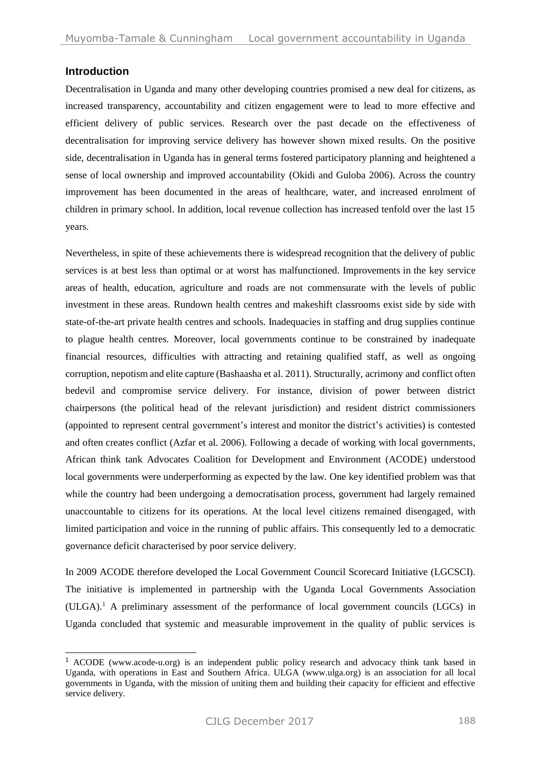## Introduction

Decentralisation in Uganda and many other developing countries promised a new deal for citizens, as increased transparency, accountability and citizen engagement were to lead to more effective and efficient delivery of public services. Research over the past decade on the effectiveness of decentralisation for improving service delivery has however shown mixed results. On the positive side, decentralisation in Uganda has in general terms fostered participatory planning and heightened a sense of local ownership and improved accountability (Okidi and Guloba 2006). Across the country improvement has been documented in the areas of healthcare, water, and increased enrolment of children in primary school. In addition, local revenue collection has increased tenfold over the last 15 years.

Nevertheless, in spite of these achievements there is widespread recognition that the delivery of public services is at best less than optimal or at worst has malfunctioned. Improvements in the key service areas of health, education, agriculture and roads are not commensurate with the levels of public investment in these areas. Rundown health centres and makeshift classrooms exist side by side with state-of-the-art private health centres and schools. Inadequacies in staffing and drug supplies continue to plague health centres. Moreover, local governments continue to be constrained by inadequate financial resources, difficulties with attracting and retaining qualified staff, as well as ongoing corruption, nepotism and elite capture (Bashaasha et al. 2011). Structurally, acrimony and conflict often bedevil and compromise service delivery. For instance, division of power between district chairpersons (the political head of the relevant jurisdiction) and resident district commissioners (appointed to represent central government's interest and monitor the district's activities) is contested and often creates conflict (Azfar et al. 2006). Following a decade of working with local governments, African think tank Advocates Coalition for Development and Environment (ACODE) understood local governments were underperforming as expected by the law. One key identified problem was that while the country had been undergoing a democratisation process, government had largely remained unaccountable to citizens for its operations. At the local level citizens remained disengaged, with limited participation and voice in the running of public affairs. This consequently led to a democratic governance deficit characterised by poor service delivery.

In 2009 ACODE therefore developed the Local Government Council Scorecard Initiative (LGCSCI). The initiative is implemented in partnership with the Uganda Local Governments Association (ULGA).[1] A preliminary assessment of the performance of local government councils (LGCs) in Uganda concluded that systemic and measurable improvement in the quality of public services is

[1] ACODE (www.acode-u.org) is an independent public policy research and advocacy think tank based in Uganda, with operations in East and Southern Africa. ULGA (www.ulga.org) is an association for all local governments in Uganda, with the mission of uniting them and building their capacity for efficient and effective service delivery.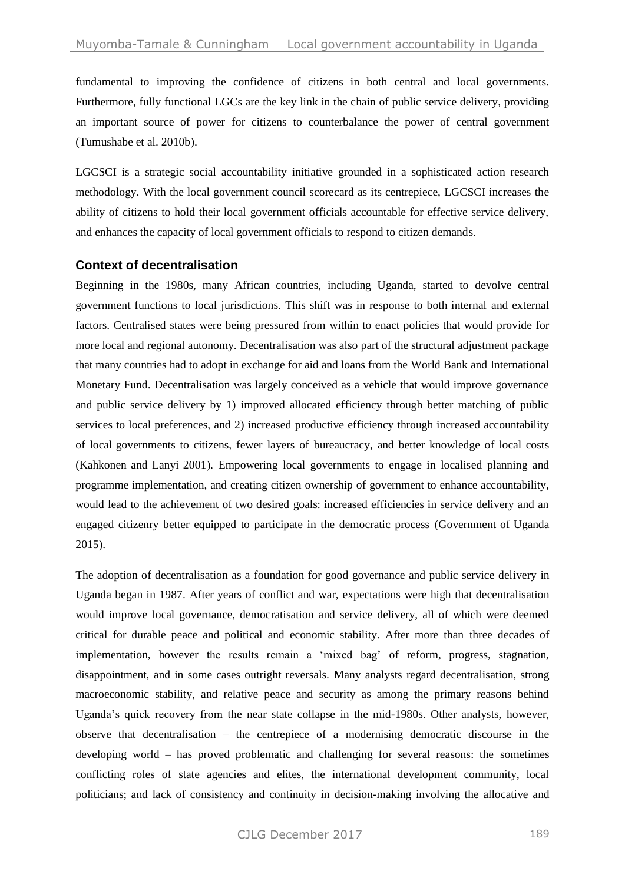fundamental to improving the confidence of citizens in both central and local governments. Furthermore, fully functional LGCs are the key link in the chain of public service delivery, providing an important source of power for citizens to counterbalance the power of central government (Tumushabe et al. 2010b).

LGCSCI is a strategic social accountability initiative grounded in a sophisticated action research methodology. With the local government council scorecard as its centrepiece, LGCSCI increases the ability of citizens to hold their local government officials accountable for effective service delivery, and enhances the capacity of local government officials to respond to citizen demands.

## Context of decentralisation

Beginning in the 1980s, many African countries, including Uganda, started to devolve central government functions to local jurisdictions. This shift was in response to both internal and external factors. Centralised states were being pressured from within to enact policies that would provide for more local and regional autonomy. Decentralisation was also part of the structural adjustment package that many countries had to adopt in exchange for aid and loans from the World Bank and International Monetary Fund. Decentralisation was largely conceived as a vehicle that would improve governance and public service delivery by 1) improved allocated efficiency through better matching of public services to local preferences, and 2) increased productive efficiency through increased accountability of local governments to citizens, fewer layers of bureaucracy, and better knowledge of local costs (Kahkonen and Lanyi 2001). Empowering local governments to engage in localised planning and programme implementation, and creating citizen ownership of government to enhance accountability, would lead to the achievement of two desired goals: increased efficiencies in service delivery and an engaged citizenry better equipped to participate in the democratic process (Government of Uganda 2015).

The adoption of decentralisation as a foundation for good governance and public service delivery in Uganda began in 1987. After years of conflict and war, expectations were high that decentralisation would improve local governance, democratisation and service delivery, all of which were deemed critical for durable peace and political and economic stability. After more than three decades of implementation, however the results remain a 'mixed bag' of reform, progress, stagnation, disappointment, and in some cases outright reversals. Many analysts regard decentralisation, strong macroeconomic stability, and relative peace and security as among the primary reasons behind Uganda's quick recovery from the near state collapse in the mid-1980s. Other analysts, however, observe that decentralisation – the centrepiece of a modernising democratic discourse in the developing world – has proved problematic and challenging for several reasons: the sometimes conflicting roles of state agencies and elites, the international development community, local politicians; and lack of consistency and continuity in decision-making involving the allocative and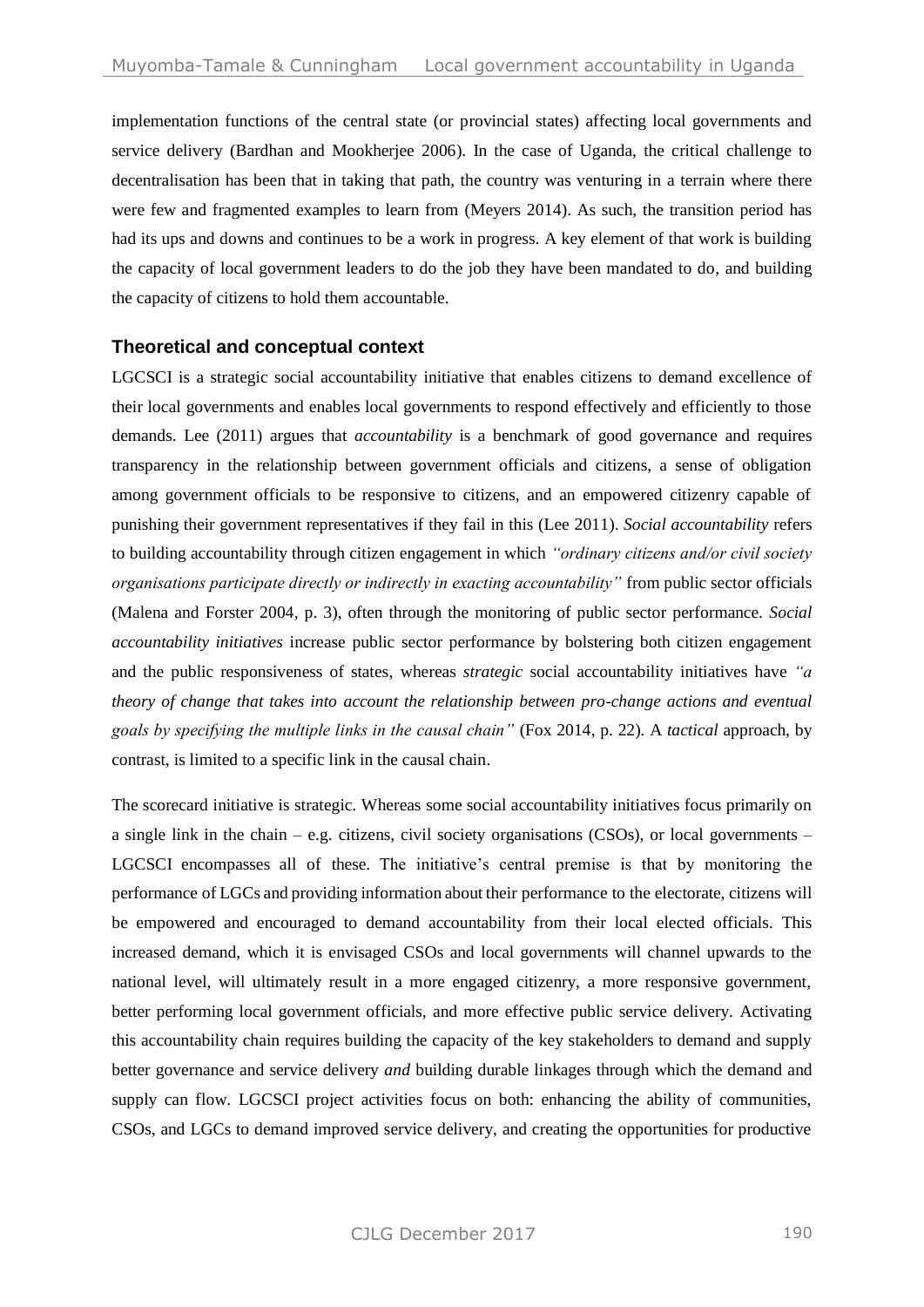implementation functions of the central state (or provincial states) affecting local governments and service delivery (Bardhan and Mookherjee 2006). In the case of Uganda, the critical challenge to decentralisation has been that in taking that path, the country was venturing in a terrain where there were few and fragmented examples to learn from (Meyers 2014). As such, the transition period has had its ups and downs and continues to be a work in progress. A key element of that work is building the capacity of local government leaders to do the job they have been mandated to do, and building the capacity of citizens to hold them accountable.

## Theoretical and conceptual context

LGCSCI is a strategic social accountability initiative that enables citizens to demand excellence of their local governments and enables local governments to respond effectively and efficiently to those demands. Lee (2011) argues that *accountability* is a benchmark of good governance and requires transparency in the relationship between government officials and citizens, a sense of obligation among government officials to be responsive to citizens, and an empowered citizenry capable of punishing their government representatives if they fail in this (Lee 2011). *Social accountability* refers to building accountability through citizen engagement in which *"ordinary citizens and/or civil society organisations participate directly or indirectly in exacting accountability"* from public sector officials (Malena and Forster 2004, p. 3), often through the monitoring of public sector performance. *Social accountability initiatives* increase public sector performance by bolstering both citizen engagement and the public responsiveness of states, whereas *strategic* social accountability initiatives have *"a theory of change that takes into account the relationship between pro-change actions and eventual goals by specifying the multiple links in the causal chain"* (Fox 2014, p. 22). A *tactical* approach, by contrast, is limited to a specific link in the causal chain.

The scorecard initiative is strategic. Whereas some social accountability initiatives focus primarily on a single link in the chain – e.g. citizens, civil society organisations (CSOs), or local governments – LGCSCI encompasses all of these. The initiative's central premise is that by monitoring the performance of LGCs and providing information about their performance to the electorate, citizens will be empowered and encouraged to demand accountability from their local elected officials. This increased demand, which it is envisaged CSOs and local governments will channel upwards to the national level, will ultimately result in a more engaged citizenry, a more responsive government, better performing local government officials, and more effective public service delivery. Activating this accountability chain requires building the capacity of the key stakeholders to demand and supply better governance and service delivery *and* building durable linkages through which the demand and supply can flow. LGCSCI project activities focus on both: enhancing the ability of communities, CSOs, and LGCs to demand improved service delivery, and creating the opportunities for productive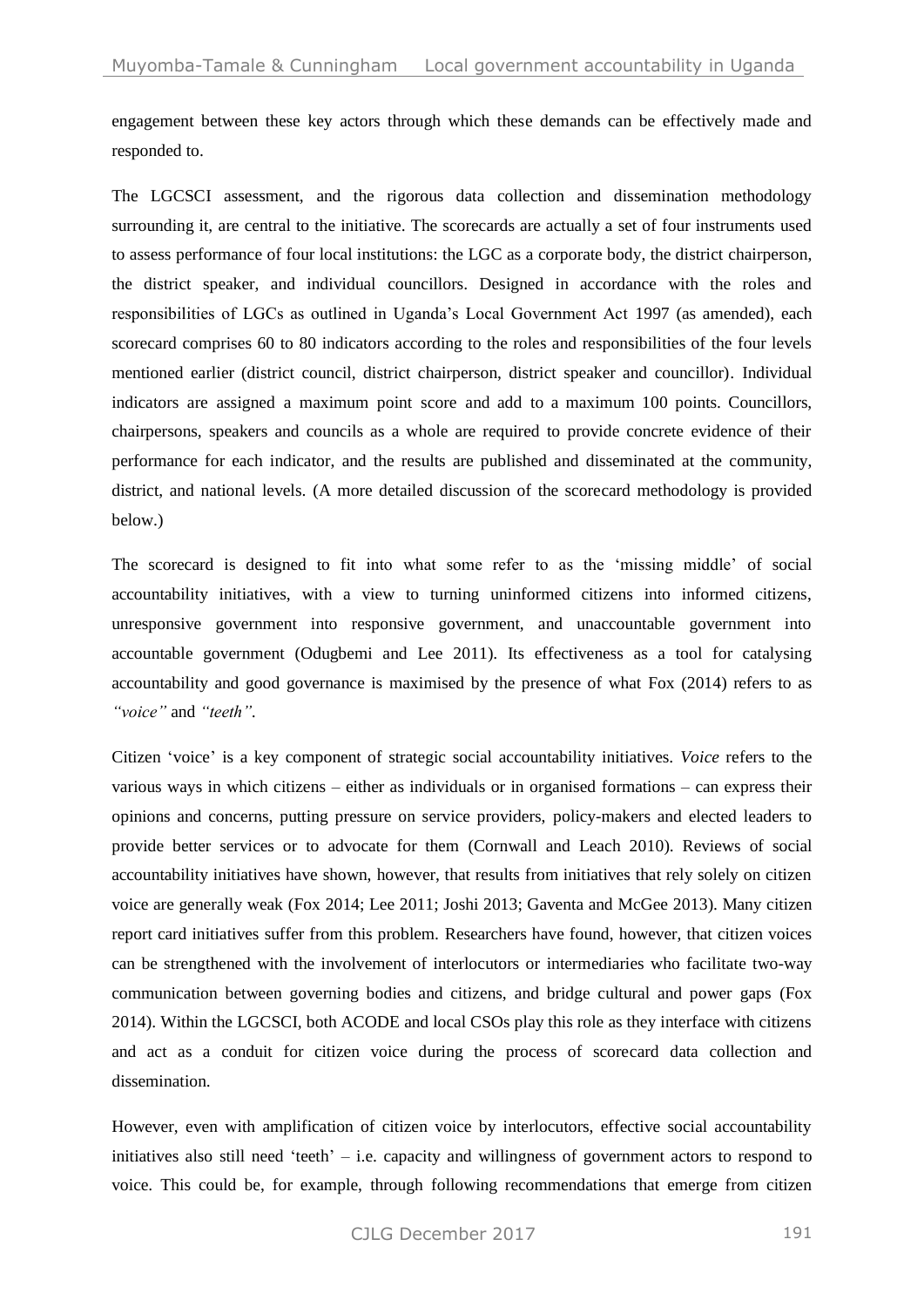engagement between these key actors through which these demands can be effectively made and responded to.

The LGCSCI assessment, and the rigorous data collection and dissemination methodology surrounding it, are central to the initiative. The scorecards are actually a set of four instruments used to assess performance of four local institutions: the LGC as a corporate body, the district chairperson, the district speaker, and individual councillors. Designed in accordance with the roles and responsibilities of LGCs as outlined in Uganda's Local Government Act 1997 (as amended), each scorecard comprises 60 to 80 indicators according to the roles and responsibilities of the four levels mentioned earlier (district council, district chairperson, district speaker and councillor). Individual indicators are assigned a maximum point score and add to a maximum 100 points. Councillors, chairpersons, speakers and councils as a whole are required to provide concrete evidence of their performance for each indicator, and the results are published and disseminated at the community, district, and national levels. (A more detailed discussion of the scorecard methodology is provided below.)

The scorecard is designed to fit into what some refer to as the 'missing middle' of social accountability initiatives, with a view to turning uninformed citizens into informed citizens, unresponsive government into responsive government, and unaccountable government into accountable government (Odugbemi and Lee 2011). Its effectiveness as a tool for catalysing accountability and good governance is maximised by the presence of what Fox (2014) refers to as *"voice"* and *"teeth"*.

Citizen 'voice' is a key component of strategic social accountability initiatives. *Voice* refers to the various ways in which citizens – either as individuals or in organised formations – can express their opinions and concerns, putting pressure on service providers, policy-makers and elected leaders to provide better services or to advocate for them (Cornwall and Leach 2010). Reviews of social accountability initiatives have shown, however, that results from initiatives that rely solely on citizen voice are generally weak (Fox 2014; Lee 2011; Joshi 2013; Gaventa and McGee 2013). Many citizen report card initiatives suffer from this problem. Researchers have found, however, that citizen voices can be strengthened with the involvement of interlocutors or intermediaries who facilitate two-way communication between governing bodies and citizens, and bridge cultural and power gaps (Fox 2014). Within the LGCSCI, both ACODE and local CSOs play this role as they interface with citizens and act as a conduit for citizen voice during the process of scorecard data collection and dissemination.

However, even with amplification of citizen voice by interlocutors, effective social accountability initiatives also still need 'teeth' – i.e. capacity and willingness of government actors to respond to voice. This could be, for example, through following recommendations that emerge from citizen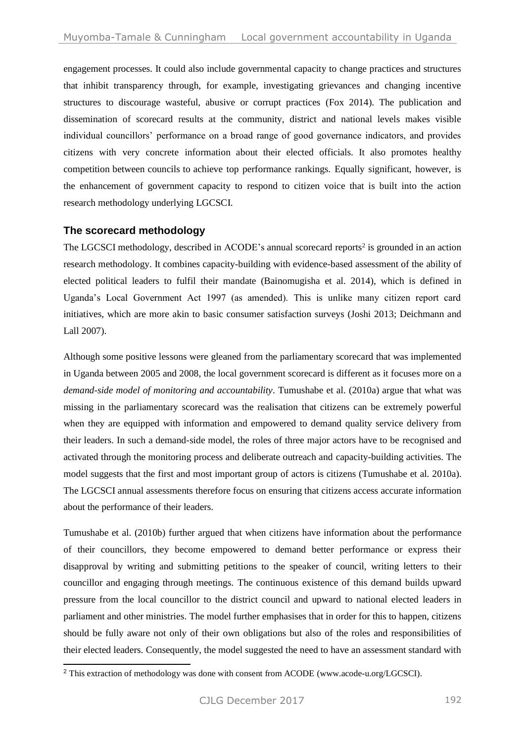engagement processes. It could also include governmental capacity to change practices and structures that inhibit transparency through, for example, investigating grievances and changing incentive structures to discourage wasteful, abusive or corrupt practices (Fox 2014). The publication and dissemination of scorecard results at the community, district and national levels makes visible individual councillors' performance on a broad range of good governance indicators, and provides citizens with very concrete information about their elected officials. It also promotes healthy competition between councils to achieve top performance rankings. Equally significant, however, is the enhancement of government capacity to respond to citizen voice that is built into the action research methodology underlying LGCSCI.

## The scorecard methodology

The LGCSCI methodology, described in ACODE's annual scorecard reports[2] is grounded in an action research methodology. It combines capacity-building with evidence-based assessment of the ability of elected political leaders to fulfil their mandate (Bainomugisha et al. 2014), which is defined in Uganda's Local Government Act 1997 (as amended). This is unlike many citizen report card initiatives, which are more akin to basic consumer satisfaction surveys (Joshi 2013; Deichmann and Lall 2007).

Although some positive lessons were gleaned from the parliamentary scorecard that was implemented in Uganda between 2005 and 2008, the local government scorecard is different as it focuses more on a *demand-side model of monitoring and accountability*. Tumushabe et al. (2010a) argue that what was missing in the parliamentary scorecard was the realisation that citizens can be extremely powerful when they are equipped with information and empowered to demand quality service delivery from their leaders. In such a demand-side model, the roles of three major actors have to be recognised and activated through the monitoring process and deliberate outreach and capacity-building activities. The model suggests that the first and most important group of actors is citizens (Tumushabe et al. 2010a). The LGCSCI annual assessments therefore focus on ensuring that citizens access accurate information about the performance of their leaders.

Tumushabe et al. (2010b) further argued that when citizens have information about the performance of their councillors, they become empowered to demand better performance or express their disapproval by writing and submitting petitions to the speaker of council, writing letters to their councillor and engaging through meetings. The continuous existence of this demand builds upward pressure from the local councillor to the district council and upward to national elected leaders in parliament and other ministries. The model further emphasises that in order for this to happen, citizens should be fully aware not only of their own obligations but also of the roles and responsibilities of their elected leaders. Consequently, the model suggested the need to have an assessment standard with

[2] This extraction of methodology was done with consent from ACODE (www.acode-u.org/LGCSCI).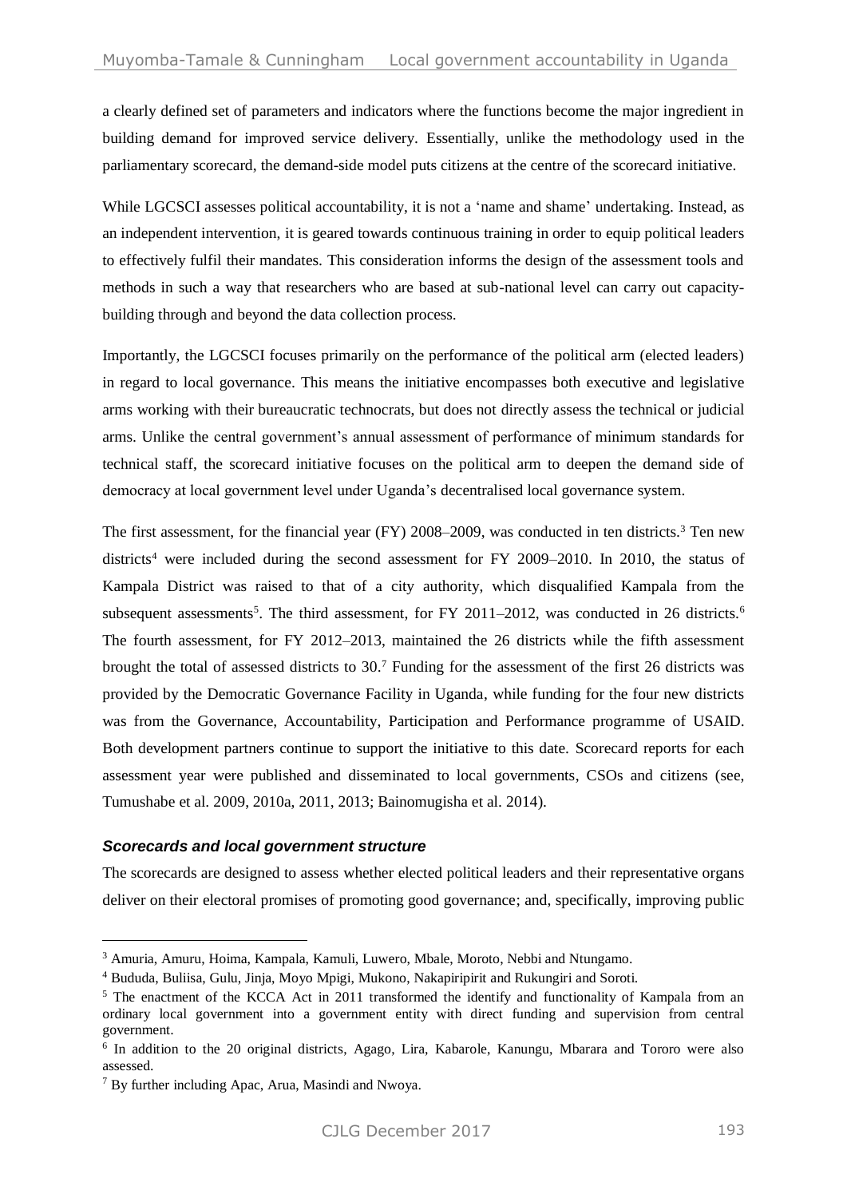a clearly defined set of parameters and indicators where the functions become the major ingredient in building demand for improved service delivery. Essentially, unlike the methodology used in the parliamentary scorecard, the demand-side model puts citizens at the centre of the scorecard initiative.

While LGCSCI assesses political accountability, it is not a 'name and shame' undertaking. Instead, as an independent intervention, it is geared towards continuous training in order to equip political leaders to effectively fulfil their mandates. This consideration informs the design of the assessment tools and methods in such a way that researchers who are based at sub-national level can carry out capacity-building through and beyond the data collection process.

Importantly, the LGCSCI focuses primarily on the performance of the political arm (elected leaders) in regard to local governance. This means the initiative encompasses both executive and legislative arms working with their bureaucratic technocrats, but does not directly assess the technical or judicial arms. Unlike the central government's annual assessment of performance of minimum standards for technical staff, the scorecard initiative focuses on the political arm to deepen the demand side of democracy at local government level under Uganda's decentralised local governance system.

The first assessment, for the financial year (FY) 2008–2009, was conducted in ten districts.[3] Ten new districts[4] were included during the second assessment for FY 2009–2010. In 2010, the status of Kampala District was raised to that of a city authority, which disqualified Kampala from the subsequent assessments[5]. The third assessment, for FY 2011–2012, was conducted in 26 districts.[6] The fourth assessment, for FY 2012–2013, maintained the 26 districts while the fifth assessment brought the total of assessed districts to 30.[7] Funding for the assessment of the first 26 districts was provided by the Democratic Governance Facility in Uganda, while funding for the four new districts was from the Governance, Accountability, Participation and Performance programme of USAID. Both development partners continue to support the initiative to this date. Scorecard reports for each assessment year were published and disseminated to local governments, CSOs and citizens (see, Tumushabe et al. 2009, 2010a, 2011, 2013; Bainomugisha et al. 2014).

### *Scorecards and local government structure*

The scorecards are designed to assess whether elected political leaders and their representative organs deliver on their electoral promises of promoting good governance; and, specifically, improving public

---

[3] Amuria, Amuru, Hoima, Kampala, Kamuli, Luwero, Mbale, Moroto, Nebbi and Ntungamo.

[4] Bududa, Buliisa, Gulu, Jinja, Moyo Mpigi, Mukono, Nakapiripirit and Rukungiri and Soroti.

[5] The enactment of the KCCA Act in 2011 transformed the identify and functionality of Kampala from an ordinary local government into a government entity with direct funding and supervision from central government.

[6] In addition to the 20 original districts, Agago, Lira, Kabarole, Kanungu, Mbarara and Tororo were also assessed.

[7] By further including Apac, Arua, Masindi and Nwoya.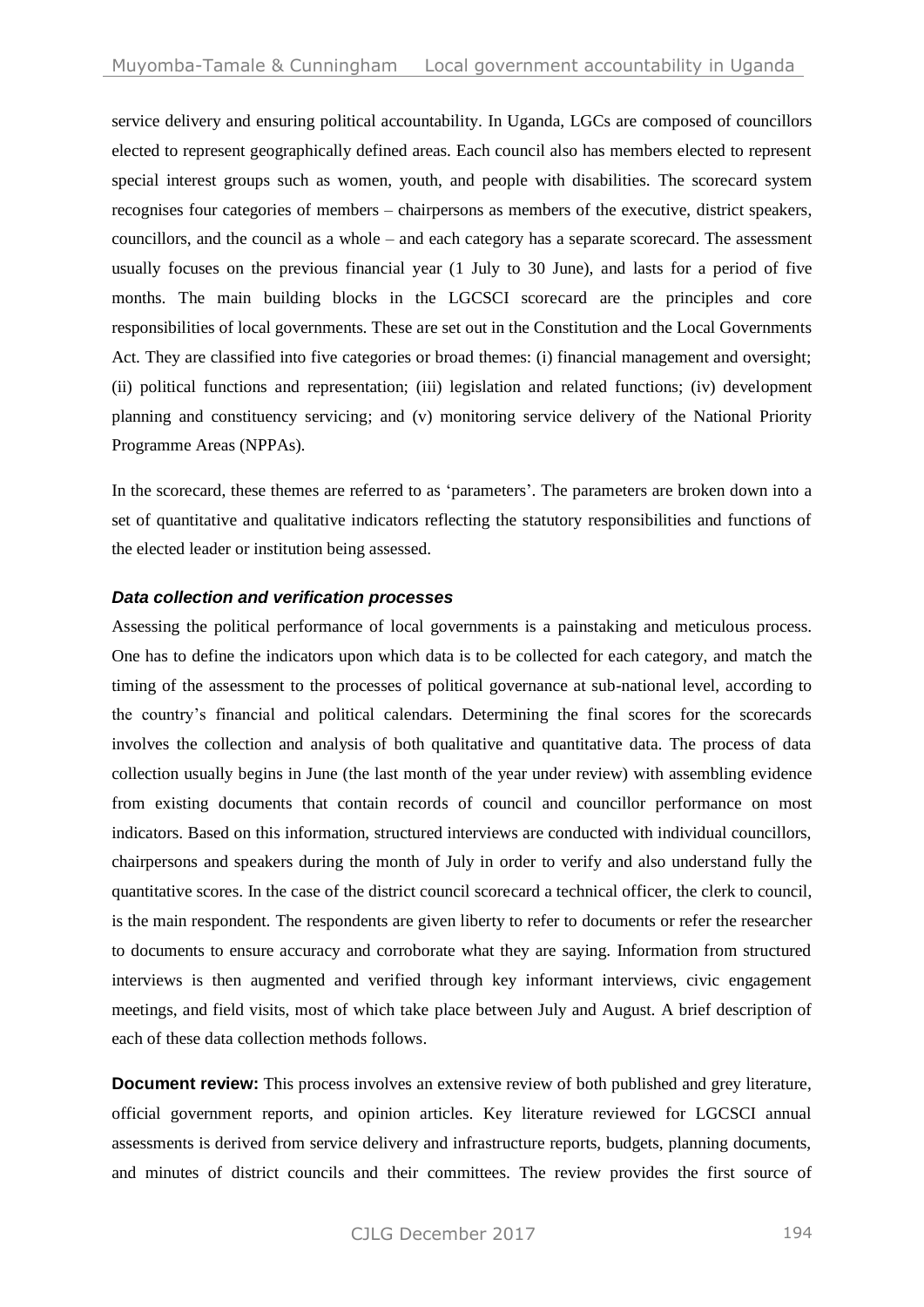service delivery and ensuring political accountability. In Uganda, LGCs are composed of councillors elected to represent geographically defined areas. Each council also has members elected to represent special interest groups such as women, youth, and people with disabilities. The scorecard system recognises four categories of members – chairpersons as members of the executive, district speakers, councillors, and the council as a whole – and each category has a separate scorecard. The assessment usually focuses on the previous financial year (1 July to 30 June), and lasts for a period of five months. The main building blocks in the LGCSCI scorecard are the principles and core responsibilities of local governments. These are set out in the Constitution and the Local Governments Act. They are classified into five categories or broad themes: (i) financial management and oversight; (ii) political functions and representation; (iii) legislation and related functions; (iv) development planning and constituency servicing; and (v) monitoring service delivery of the National Priority Programme Areas (NPPAs).

In the scorecard, these themes are referred to as 'parameters'. The parameters are broken down into a set of quantitative and qualitative indicators reflecting the statutory responsibilities and functions of the elected leader or institution being assessed.

### *Data collection and verification processes*

Assessing the political performance of local governments is a painstaking and meticulous process. One has to define the indicators upon which data is to be collected for each category, and match the timing of the assessment to the processes of political governance at sub-national level, according to the country's financial and political calendars. Determining the final scores for the scorecards involves the collection and analysis of both qualitative and quantitative data. The process of data collection usually begins in June (the last month of the year under review) with assembling evidence from existing documents that contain records of council and councillor performance on most indicators. Based on this information, structured interviews are conducted with individual councillors, chairpersons and speakers during the month of July in order to verify and also understand fully the quantitative scores. In the case of the district council scorecard a technical officer, the clerk to council, is the main respondent. The respondents are given liberty to refer to documents or refer the researcher to documents to ensure accuracy and corroborate what they are saying. Information from structured interviews is then augmented and verified through key informant interviews, civic engagement meetings, and field visits, most of which take place between July and August. A brief description of each of these data collection methods follows.

**Document review:** This process involves an extensive review of both published and grey literature, official government reports, and opinion articles. Key literature reviewed for LGCSCI annual assessments is derived from service delivery and infrastructure reports, budgets, planning documents, and minutes of district councils and their committees. The review provides the first source of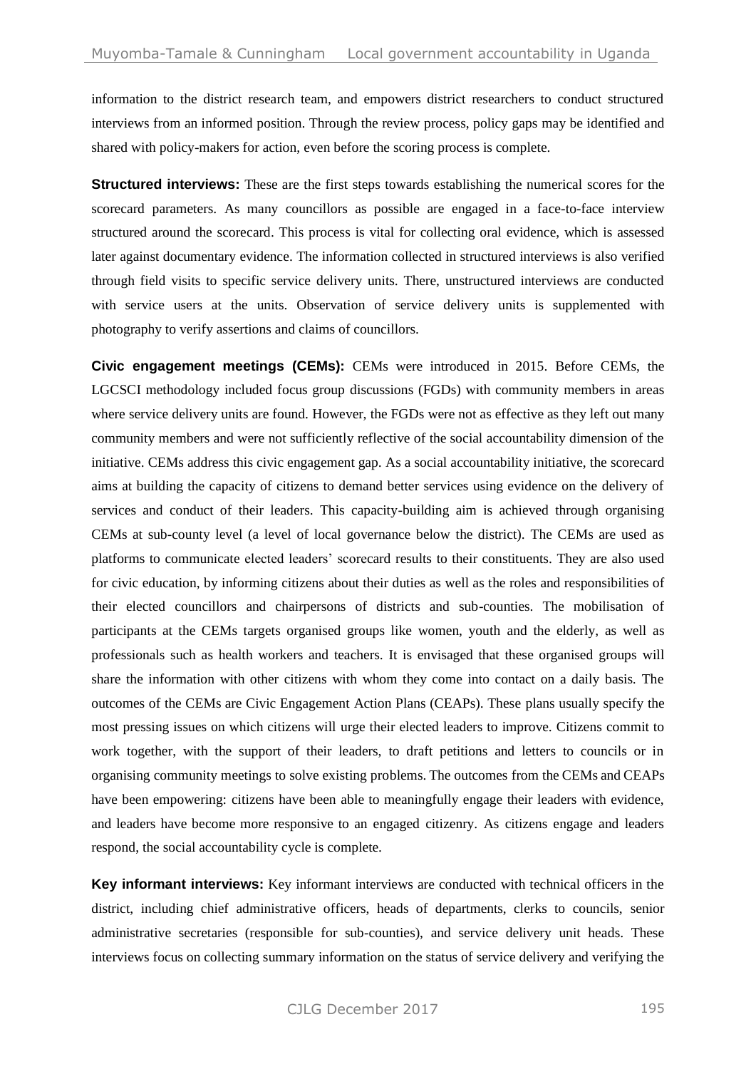information to the district research team, and empowers district researchers to conduct structured interviews from an informed position. Through the review process, policy gaps may be identified and shared with policy-makers for action, even before the scoring process is complete.

**Structured interviews:** These are the first steps towards establishing the numerical scores for the scorecard parameters. As many councillors as possible are engaged in a face-to-face interview structured around the scorecard. This process is vital for collecting oral evidence, which is assessed later against documentary evidence. The information collected in structured interviews is also verified through field visits to specific service delivery units. There, unstructured interviews are conducted with service users at the units. Observation of service delivery units is supplemented with photography to verify assertions and claims of councillors.

**Civic engagement meetings (CEMs):** CEMs were introduced in 2015. Before CEMs, the LGCSCI methodology included focus group discussions (FGDs) with community members in areas where service delivery units are found. However, the FGDs were not as effective as they left out many community members and were not sufficiently reflective of the social accountability dimension of the initiative. CEMs address this civic engagement gap. As a social accountability initiative, the scorecard aims at building the capacity of citizens to demand better services using evidence on the delivery of services and conduct of their leaders. This capacity-building aim is achieved through organising CEMs at sub-county level (a level of local governance below the district). The CEMs are used as platforms to communicate elected leaders' scorecard results to their constituents. They are also used for civic education, by informing citizens about their duties as well as the roles and responsibilities of their elected councillors and chairpersons of districts and sub-counties. The mobilisation of participants at the CEMs targets organised groups like women, youth and the elderly, as well as professionals such as health workers and teachers. It is envisaged that these organised groups will share the information with other citizens with whom they come into contact on a daily basis. The outcomes of the CEMs are Civic Engagement Action Plans (CEAPs). These plans usually specify the most pressing issues on which citizens will urge their elected leaders to improve. Citizens commit to work together, with the support of their leaders, to draft petitions and letters to councils or in organising community meetings to solve existing problems. The outcomes from the CEMs and CEAPs have been empowering: citizens have been able to meaningfully engage their leaders with evidence, and leaders have become more responsive to an engaged citizenry. As citizens engage and leaders respond, the social accountability cycle is complete.

**Key informant interviews:** Key informant interviews are conducted with technical officers in the district, including chief administrative officers, heads of departments, clerks to councils, senior administrative secretaries (responsible for sub-counties), and service delivery unit heads. These interviews focus on collecting summary information on the status of service delivery and verifying the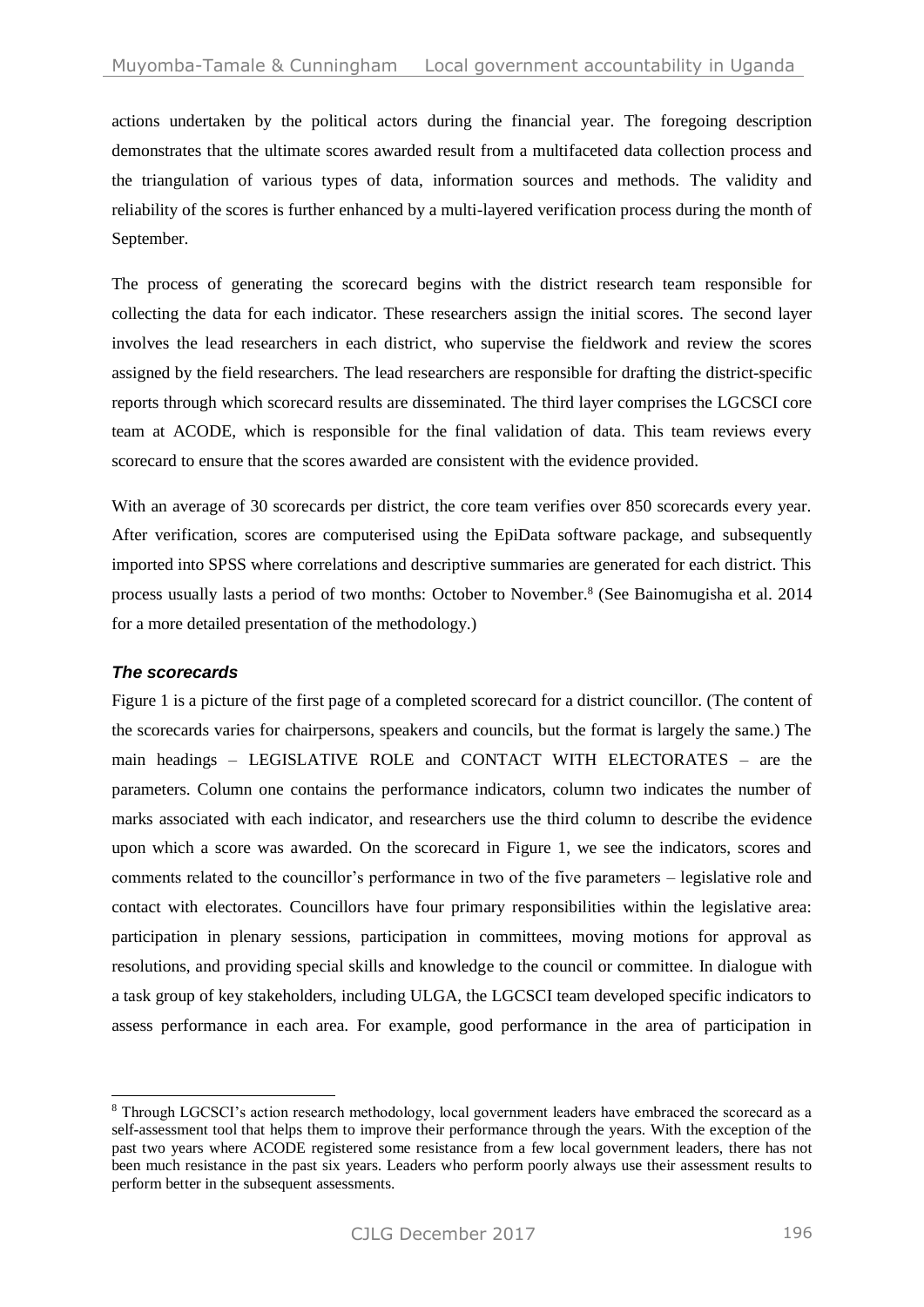actions undertaken by the political actors during the financial year. The foregoing description demonstrates that the ultimate scores awarded result from a multifaceted data collection process and the triangulation of various types of data, information sources and methods. The validity and reliability of the scores is further enhanced by a multi-layered verification process during the month of September.

The process of generating the scorecard begins with the district research team responsible for collecting the data for each indicator. These researchers assign the initial scores. The second layer involves the lead researchers in each district, who supervise the fieldwork and review the scores assigned by the field researchers. The lead researchers are responsible for drafting the district-specific reports through which scorecard results are disseminated. The third layer comprises the LGCSCI core team at ACODE, which is responsible for the final validation of data. This team reviews every scorecard to ensure that the scores awarded are consistent with the evidence provided.

With an average of 30 scorecards per district, the core team verifies over 850 scorecards every year. After verification, scores are computerised using the EpiData software package, and subsequently imported into SPSS where correlations and descriptive summaries are generated for each district. This process usually lasts a period of two months: October to November.[8] (See Bainomugisha et al. 2014 for a more detailed presentation of the methodology.)

### *The scorecards*

Figure 1 is a picture of the first page of a completed scorecard for a district councillor. (The content of the scorecards varies for chairpersons, speakers and councils, but the format is largely the same.) The main headings – LEGISLATIVE ROLE and CONTACT WITH ELECTORATES – are the parameters. Column one contains the performance indicators, column two indicates the number of marks associated with each indicator, and researchers use the third column to describe the evidence upon which a score was awarded. On the scorecard in Figure 1, we see the indicators, scores and comments related to the councillor's performance in two of the five parameters – legislative role and contact with electorates. Councillors have four primary responsibilities within the legislative area: participation in plenary sessions, participation in committees, moving motions for approval as resolutions, and providing special skills and knowledge to the council or committee. In dialogue with a task group of key stakeholders, including ULGA, the LGCSCI team developed specific indicators to assess performance in each area. For example, good performance in the area of participation in

[8] Through LGCSCI's action research methodology, local government leaders have embraced the scorecard as a self-assessment tool that helps them to improve their performance through the years. With the exception of the past two years where ACODE registered some resistance from a few local government leaders, there has not been much resistance in the past six years. Leaders who perform poorly always use their assessment results to perform better in the subsequent assessments.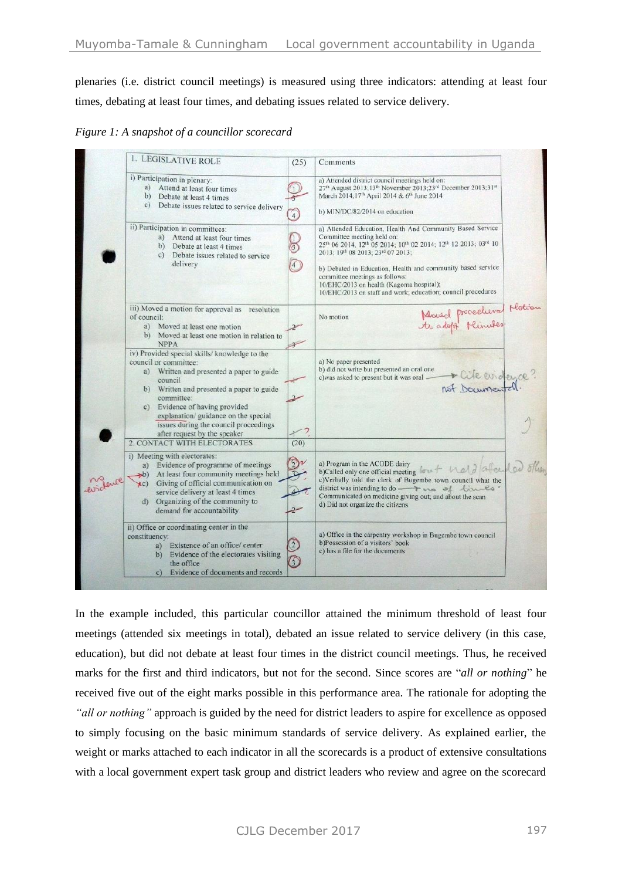plenaries (i.e. district council meetings) is measured using three indicators: attending at least four times, debating at least four times, and debating issues related to service delivery.

*Figure 1: A snapshot of a councillor scorecard*

| 1. LEGISLATIVE ROLE | (25) | Comments |
|---|---|---|
| i) Participation in plenary:<br>a) Attend at least four times<br>b) Debate at least 4 times<br>c) Debate issues related to service delivery | 1<br>3<br>4 | a) Attended district council meetings held on: 27th August 2013; 13th November 2013; 23rd December 2013; 31st March 2014; 17th April 2014 & 6th June 2014<br>b) MIN/DC/82/2014 on education |
| ii) Participation in committees:<br>a) Attend at least four times<br>b) Debate at least 4 times<br>c) Debate issues related to service delivery | 1<br>3<br>4 | a) Attended Education, Health And Community Based Service Committee meeting held on: 25th 06 2014; 12th 05 2014; 10th 02 2014; 12th 12 2013; 03rd 10 2013; 19th 08 2013; 23rd 07 2013;<br>b) Debated in Education, Health and community based service committee meetings as follows: 10/EHC/2013 on health (Kagoma hospital); 10/EHC/2013 on staff and work; education; council procedures |
| iii) Moved a motion for approval as resolution of council:<br>a) Moved at least one motion<br>b) Moved at least one motion in relation to NPPA | 2<br>3 | No motion<br>Moved procedural Motion to adopt Minutes |
| iv) Provided special skills/ knowledge to the council or committee:<br>a) Written and presented a paper to guide council<br>b) Written and presented a paper to guide committee:<br>c) Evidence of having provided explanation/ guidance on the special issues during the council proceedings after request by the speaker | 1<br>2<br>1 ? | a) No paper presented<br>b) did not write but presented an oral one<br>c) was asked to present but it was oral → Cite evidence? not Documented. |
| 2. CONTACT WITH ELECTORATES | (20) | |
| i) Meeting with electorates:<br>a) Evidence of programme of meetings<br>b) At least four community meetings held<br>c) Giving of official communication on service delivery at least 4 times<br>d) Organizing of the community to demand for accountability | 2<br>3<br>4<br>2 | a) Program in the ACODE dairy<br>b) Called only one official meeting but held/attended others<br>c) Verbally told the clerk of Bugembe town council what the district was intending to do → no. of times?<br>Communicated on medicine giving out; and about the scan<br>d) Did not organize the citizens |
| ii) Office or coordinating center in the constituency:<br>a) Existence of an office/ center<br>b) Evidence of the electorates visiting the office<br>c) Evidence of documents and records | 2<br>3 | a) Office in the carpentry workshop in Bugembe town council<br>b) Possession of a visitors' book<br>c) has a file for the documents |

In the example included, this particular councillor attained the minimum threshold of least four meetings (attended six meetings in total), debated an issue related to service delivery (in this case, education), but did not debate at least four times in the district council meetings. Thus, he received marks for the first and third indicators, but not for the second. Since scores are "*all or nothing*" he received five out of the eight marks possible in this performance area. The rationale for adopting the *"all or nothing"* approach is guided by the need for district leaders to aspire for excellence as opposed to simply focusing on the basic minimum standards of service delivery. As explained earlier, the weight or marks attached to each indicator in all the scorecards is a product of extensive consultations with a local government expert task group and district leaders who review and agree on the scorecard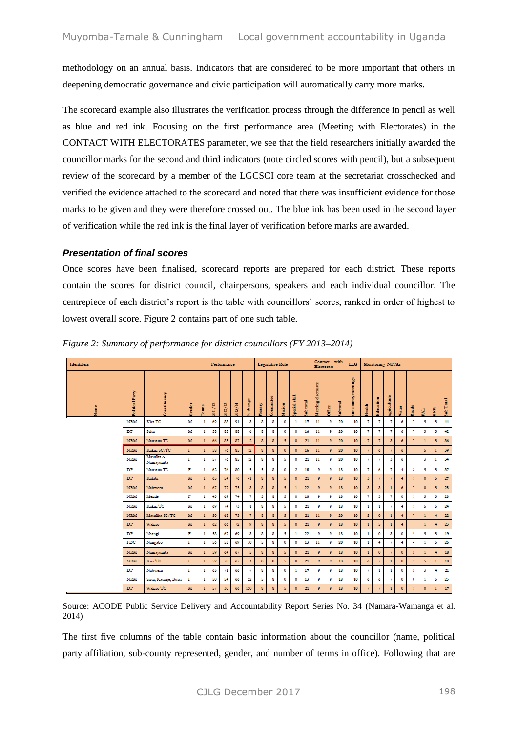methodology on an annual basis. Indicators that are considered to be more important that others in deepening democratic governance and civic participation will automatically carry more marks.

The scorecard example also illustrates the verification process through the difference in pencil as well as blue and red ink. Focusing on the first performance area (Meeting with Electorates) in the CONTACT WITH ELECTORATES parameter, we see that the field researchers initially awarded the councillor marks for the second and third indicators (note circled scores with pencil), but a subsequent review of the scorecard by a member of the LGCSCI core team at the secretariat crosschecked and verified the evidence attached to the scorecard and noted that there was insufficient evidence for those marks to be given and they were therefore crossed out. The blue ink has been used in the second layer of verification while the red ink is the final layer of verification before marks are awarded.

### *Presentation of final scores*

Once scores have been finalised, scorecard reports are prepared for each district. These reports contain the scores for district council, chairpersons, speakers and each individual councillor. The centrepiece of each district's report is the table with councillors' scores, ranked in order of highest to lowest overall score. Figure 2 contains part of one such table.

*Figure 2: Summary of performance for district councillors (FY 2013–2014)*

| Identifiers | | | | | Performance | | | | Legislative Role | | | | | Contact with Electorate | | | LLG | Monitoring NPPAs | | | | | | | |
|---|---|---|---|---|---|---|---|---|---|---|---|---|---|---|---|---|---|---|---|---|---|---|---|---|---|
| Name | Political Party | Constituency | Gender | Terms | 2011/12 | 2012/13 | 2013/14 | % change | Plenary | Committee | Motion | Special skill | Sub total | Meeting electorate | Office | Subtotal | Sub county meetings | Health | Education | Agriculture | Water | Roads | FAL | ENR | Sub Total |
| | NRM | Kira TC | M | 1 | 69 | 88 | 91 | 3 | 8 | 8 | 0 | 1 | 17 | 11 | 9 | 20 | 10 | 7 | 7 | 7 | 6 | 7 | 5 | 5 | 44 |
| | DP | Ssisa | M | 1 | 58 | 83 | 88 | 6 | 8 | 8 | 0 | 0 | 16 | 11 | 9 | 20 | 10 | 7 | 7 | 7 | 6 | 7 | 3 | 5 | 42 |
| | NRM | Nansana TC | M | 1 | 66 | 85 | 87 | 2 | 8 | 8 | 5 | 0 | 21 | 11 | 9 | 20 | 10 | 7 | 7 | 3 | 6 | 7 | 1 | 5 | 36 |
| | NRM | Kakiri SC/TC | F | 1 | 58 | 76 | 85 | 12 | 8 | 8 | 0 | 0 | 16 | 11 | 9 | 20 | 10 | 7 | 6 | 7 | 6 | 7 | 5 | 1 | 39 |
| | NRM | Masulita & Namayumba | F | 1 | 57 | 76 | 85 | 12 | 8 | 8 | 5 | 0 | 21 | 11 | 9 | 20 | 10 | 7 | 7 | 3 | 6 | 7 | 3 | 1 | 34 |
| | DP | Nansana TC | F | 1 | 62 | 76 | 80 | 5 | 5 | 8 | 0 | 2 | 15 | 9 | 9 | 18 | 10 | 7 | 6 | 7 | 4 | 3 | 5 | 5 | 37 |
| | DP | Katabi | M | 1 | 65 | 54 | 76 | 41 | 8 | 8 | 5 | 0 | 21 | 9 | 9 | 18 | 10 | 3 | 7 | 7 | 4 | 1 | 0 | 5 | 27 |
| | NRM | Nabweru | M | 1 | 67 | 77 | 75 | -3 | 8 | 8 | 5 | 1 | 22 | 9 | 9 | 18 | 10 | 3 | 3 | 1 | 6 | 7 | 0 | 5 | 25 |
| | NRM | Mende | F | 1 | 45 | 69 | 74 | 7 | 5 | 8 | 5 | 0 | 18 | 9 | 9 | 18 | 10 | 7 | 3 | 7 | 0 | 1 | 5 | 5 | 28 |
| | NRM | Kakiri TC | M | 1 | 69 | 74 | 73 | -1 | 8 | 8 | 5 | 0 | 21 | 9 | 9 | 18 | 10 | 1 | 1 | 7 | 4 | 1 | 5 | 5 | 24 |
| | NRM | Masulita SC/TC | M | 1 | 50 | 68 | 73 | 7 | 8 | 8 | 5 | 0 | 21 | 11 | 9 | 20 | 10 | 5 | 0 | 1 | 4 | 7 | 1 | 4 | 22 |
| | DP | Wakiso | M | 1 | 62 | 66 | 72 | 9 | 8 | 8 | 5 | 0 | 21 | 9 | 9 | 18 | 10 | 1 | 5 | 1 | 4 | 7 | 1 | 4 | 23 |
| | DP | Nsangi | F | 1 | 58 | 67 | 69 | 3 | 8 | 8 | 5 | 1 | 22 | 9 | 9 | 18 | 10 | 1 | 0 | 3 | 0 | 5 | 5 | 5 | 19 |
| | FDC | Nangabo | F | 1 | 56 | 53 | 69 | 30 | 5 | 8 | 0 | 0 | 13 | 11 | 9 | 20 | 10 | 1 | 4 | 7 | 4 | 4 | 1 | 5 | 26 |
| | NRM | Namayumba | M | 1 | 59 | 64 | 67 | 5 | 8 | 8 | 5 | 0 | 21 | 9 | 9 | 18 | 10 | 1 | 0 | 7 | 0 | 5 | 1 | 4 | 18 |
| | NRM | Kira TC | F | 1 | 59 | 70 | 67 | -4 | 8 | 8 | 5 | 0 | 21 | 9 | 9 | 18 | 10 | 3 | 7 | 1 | 0 | 1 | 5 | 1 | 18 |
| | DP | Nabweru | F | 1 | 63 | 71 | 66 | -7 | 8 | 8 | 0 | 1 | 17 | 9 | 9 | 18 | 10 | 7 | 1 | 1 | 0 | 5 | 3 | 4 | 21 |
| | NRM | Sissa, Kasanje, Bussi | F | 1 | 50 | 54 | 66 | 22 | 5 | 8 | 0 | 0 | 13 | 9 | 9 | 18 | 10 | 6 | 6 | 7 | 0 | 0 | 1 | 5 | 25 |
| | DP | Wakiso TC | M | 1 | 57 | 30 | 66 | 120 | 8 | 8 | 5 | 0 | 21 | 9 | 9 | 18 | 10 | 7 | 7 | 1 | 0 | 1 | 0 | 1 | 17 |

Source: ACODE Public Service Delivery and Accountability Report Series No. 34 (Namara-Wamanga et al. 2014)

The first five columns of the table contain basic information about the councillor (name, political party affiliation, sub-county represented, gender, and number of terms in office). Following that are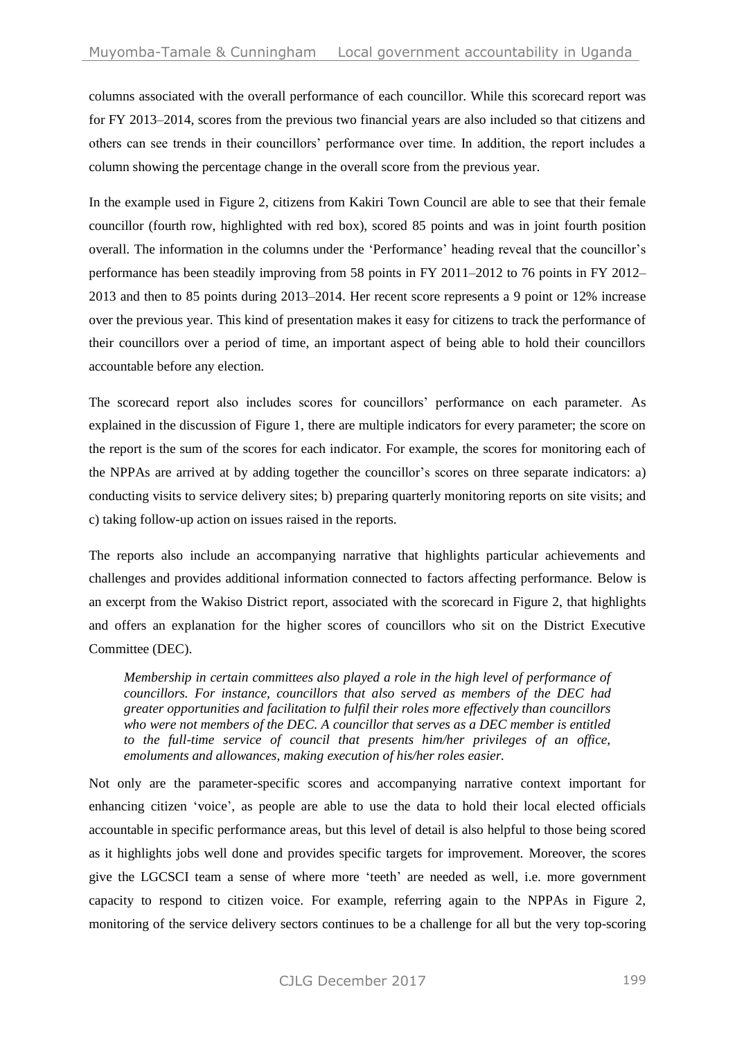columns associated with the overall performance of each councillor. While this scorecard report was for FY 2013–2014, scores from the previous two financial years are also included so that citizens and others can see trends in their councillors' performance over time. In addition, the report includes a column showing the percentage change in the overall score from the previous year.

In the example used in Figure 2, citizens from Kakiri Town Council are able to see that their female councillor (fourth row, highlighted with red box), scored 85 points and was in joint fourth position overall. The information in the columns under the 'Performance' heading reveal that the councillor's performance has been steadily improving from 58 points in FY 2011–2012 to 76 points in FY 2012–2013 and then to 85 points during 2013–2014. Her recent score represents a 9 point or 12% increase over the previous year. This kind of presentation makes it easy for citizens to track the performance of their councillors over a period of time, an important aspect of being able to hold their councillors accountable before any election.

The scorecard report also includes scores for councillors' performance on each parameter. As explained in the discussion of Figure 1, there are multiple indicators for every parameter; the score on the report is the sum of the scores for each indicator. For example, the scores for monitoring each of the NPPAs are arrived at by adding together the councillor's scores on three separate indicators: a) conducting visits to service delivery sites; b) preparing quarterly monitoring reports on site visits; and c) taking follow-up action on issues raised in the reports.

The reports also include an accompanying narrative that highlights particular achievements and challenges and provides additional information connected to factors affecting performance. Below is an excerpt from the Wakiso District report, associated with the scorecard in Figure 2, that highlights and offers an explanation for the higher scores of councillors who sit on the District Executive Committee (DEC).

> *Membership in certain committees also played a role in the high level of performance of councillors. For instance, councillors that also served as members of the DEC had greater opportunities and facilitation to fulfil their roles more effectively than councillors who were not members of the DEC. A councillor that serves as a DEC member is entitled to the full-time service of council that presents him/her privileges of an office, emoluments and allowances, making execution of his/her roles easier.*

Not only are the parameter-specific scores and accompanying narrative context important for enhancing citizen 'voice', as people are able to use the data to hold their local elected officials accountable in specific performance areas, but this level of detail is also helpful to those being scored as it highlights jobs well done and provides specific targets for improvement. Moreover, the scores give the LGCSCI team a sense of where more 'teeth' are needed as well, i.e. more government capacity to respond to citizen voice. For example, referring again to the NPPAs in Figure 2, monitoring of the service delivery sectors continues to be a challenge for all but the very top-scoring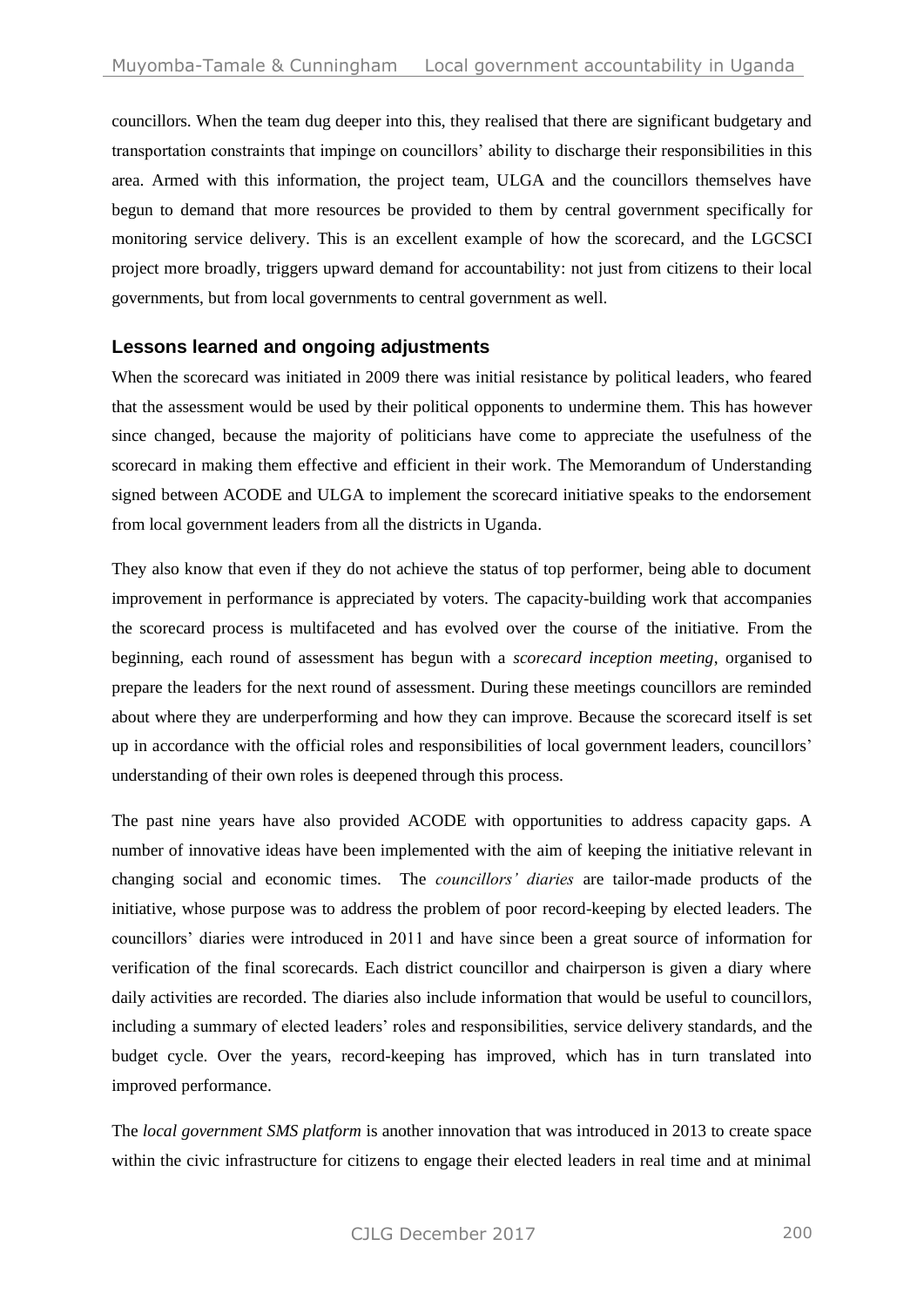councillors. When the team dug deeper into this, they realised that there are significant budgetary and transportation constraints that impinge on councillors' ability to discharge their responsibilities in this area. Armed with this information, the project team, ULGA and the councillors themselves have begun to demand that more resources be provided to them by central government specifically for monitoring service delivery. This is an excellent example of how the scorecard, and the LGCSCI project more broadly, triggers upward demand for accountability: not just from citizens to their local governments, but from local governments to central government as well.

## Lessons learned and ongoing adjustments

When the scorecard was initiated in 2009 there was initial resistance by political leaders, who feared that the assessment would be used by their political opponents to undermine them. This has however since changed, because the majority of politicians have come to appreciate the usefulness of the scorecard in making them effective and efficient in their work. The Memorandum of Understanding signed between ACODE and ULGA to implement the scorecard initiative speaks to the endorsement from local government leaders from all the districts in Uganda.

They also know that even if they do not achieve the status of top performer, being able to document improvement in performance is appreciated by voters. The capacity-building work that accompanies the scorecard process is multifaceted and has evolved over the course of the initiative. From the beginning, each round of assessment has begun with a *scorecard inception meeting*, organised to prepare the leaders for the next round of assessment. During these meetings councillors are reminded about where they are underperforming and how they can improve. Because the scorecard itself is set up in accordance with the official roles and responsibilities of local government leaders, councillors' understanding of their own roles is deepened through this process.

The past nine years have also provided ACODE with opportunities to address capacity gaps. A number of innovative ideas have been implemented with the aim of keeping the initiative relevant in changing social and economic times. The *councillors' diaries* are tailor-made products of the initiative, whose purpose was to address the problem of poor record-keeping by elected leaders. The councillors' diaries were introduced in 2011 and have since been a great source of information for verification of the final scorecards. Each district councillor and chairperson is given a diary where daily activities are recorded. The diaries also include information that would be useful to councillors, including a summary of elected leaders' roles and responsibilities, service delivery standards, and the budget cycle. Over the years, record-keeping has improved, which has in turn translated into improved performance.

The *local government SMS platform* is another innovation that was introduced in 2013 to create space within the civic infrastructure for citizens to engage their elected leaders in real time and at minimal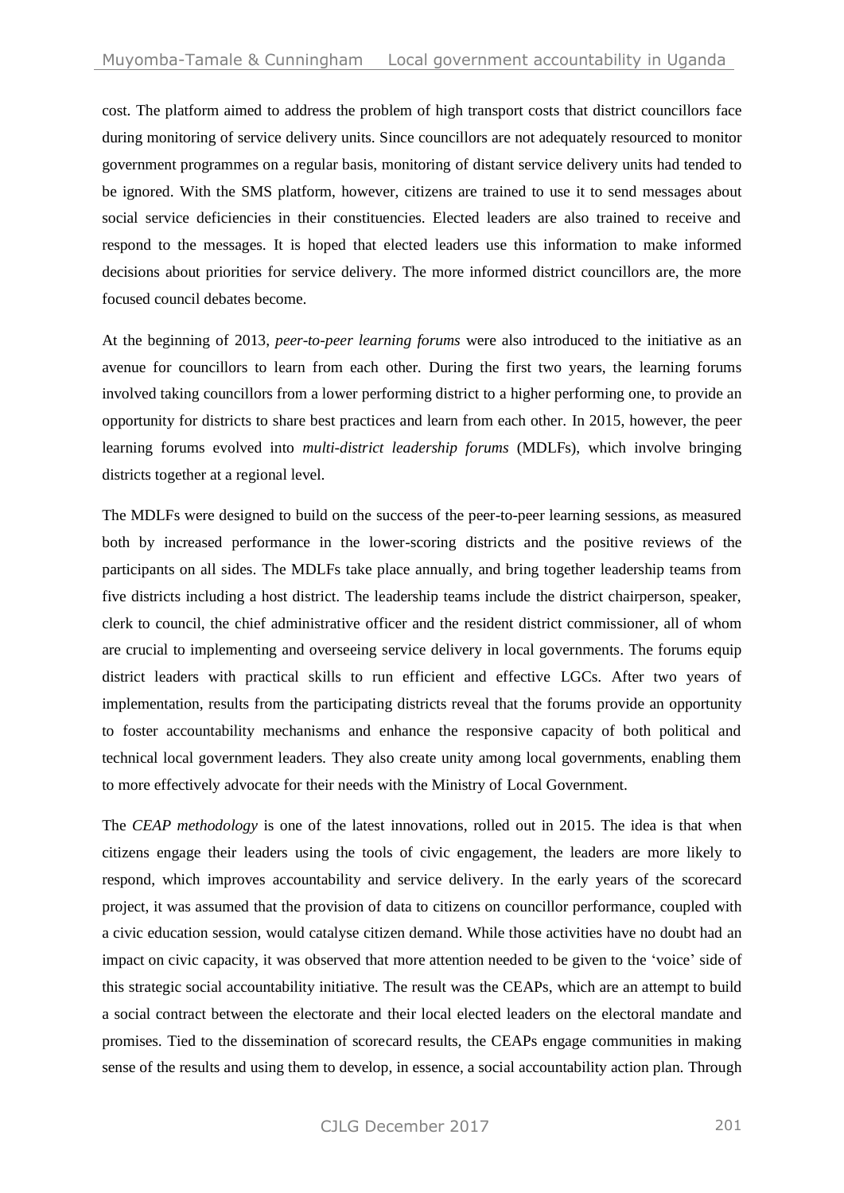cost. The platform aimed to address the problem of high transport costs that district councillors face during monitoring of service delivery units. Since councillors are not adequately resourced to monitor government programmes on a regular basis, monitoring of distant service delivery units had tended to be ignored. With the SMS platform, however, citizens are trained to use it to send messages about social service deficiencies in their constituencies. Elected leaders are also trained to receive and respond to the messages. It is hoped that elected leaders use this information to make informed decisions about priorities for service delivery. The more informed district councillors are, the more focused council debates become.

At the beginning of 2013, *peer-to-peer learning forums* were also introduced to the initiative as an avenue for councillors to learn from each other. During the first two years, the learning forums involved taking councillors from a lower performing district to a higher performing one, to provide an opportunity for districts to share best practices and learn from each other. In 2015, however, the peer learning forums evolved into *multi-district leadership forums* (MDLFs), which involve bringing districts together at a regional level.

The MDLFs were designed to build on the success of the peer-to-peer learning sessions, as measured both by increased performance in the lower-scoring districts and the positive reviews of the participants on all sides. The MDLFs take place annually, and bring together leadership teams from five districts including a host district. The leadership teams include the district chairperson, speaker, clerk to council, the chief administrative officer and the resident district commissioner, all of whom are crucial to implementing and overseeing service delivery in local governments. The forums equip district leaders with practical skills to run efficient and effective LGCs. After two years of implementation, results from the participating districts reveal that the forums provide an opportunity to foster accountability mechanisms and enhance the responsive capacity of both political and technical local government leaders. They also create unity among local governments, enabling them to more effectively advocate for their needs with the Ministry of Local Government.

The *CEAP methodology* is one of the latest innovations, rolled out in 2015. The idea is that when citizens engage their leaders using the tools of civic engagement, the leaders are more likely to respond, which improves accountability and service delivery. In the early years of the scorecard project, it was assumed that the provision of data to citizens on councillor performance, coupled with a civic education session, would catalyse citizen demand. While those activities have no doubt had an impact on civic capacity, it was observed that more attention needed to be given to the 'voice' side of this strategic social accountability initiative. The result was the CEAPs, which are an attempt to build a social contract between the electorate and their local elected leaders on the electoral mandate and promises. Tied to the dissemination of scorecard results, the CEAPs engage communities in making sense of the results and using them to develop, in essence, a social accountability action plan. Through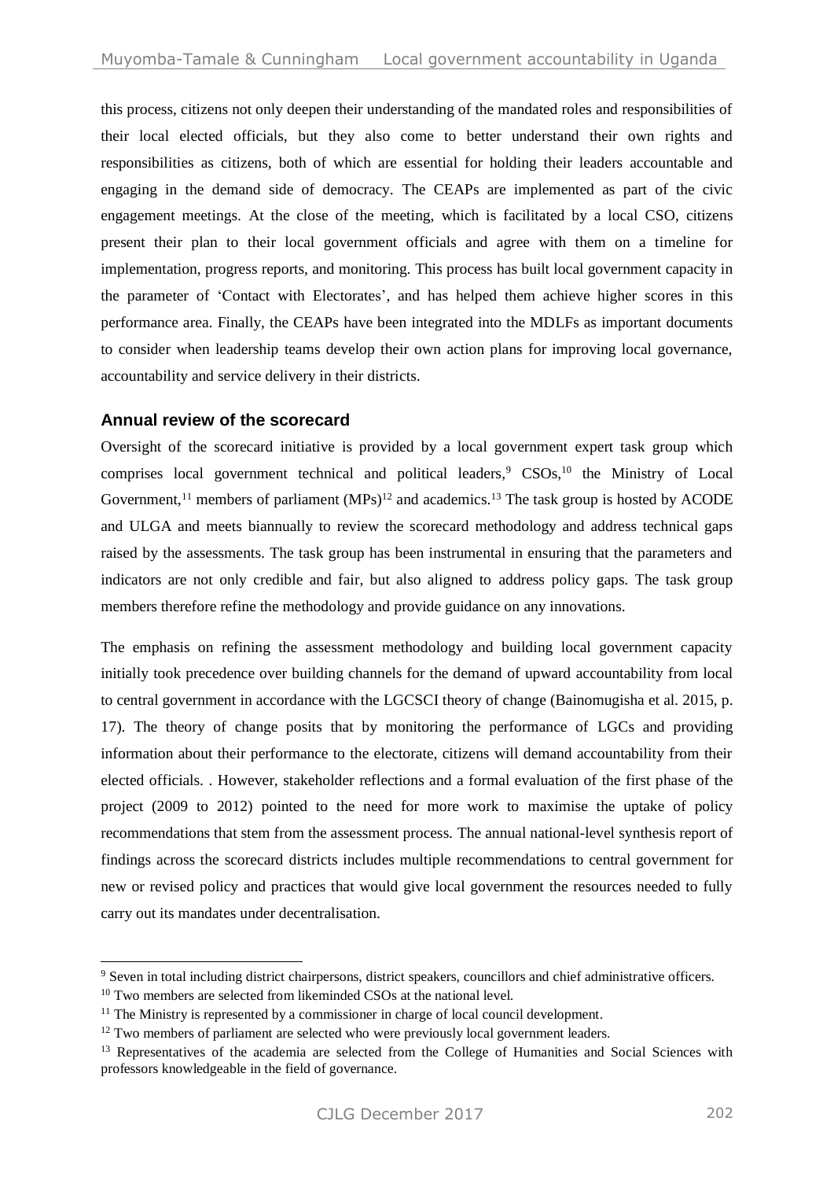this process, citizens not only deepen their understanding of the mandated roles and responsibilities of their local elected officials, but they also come to better understand their own rights and responsibilities as citizens, both of which are essential for holding their leaders accountable and engaging in the demand side of democracy. The CEAPs are implemented as part of the civic engagement meetings. At the close of the meeting, which is facilitated by a local CSO, citizens present their plan to their local government officials and agree with them on a timeline for implementation, progress reports, and monitoring. This process has built local government capacity in the parameter of 'Contact with Electorates', and has helped them achieve higher scores in this performance area. Finally, the CEAPs have been integrated into the MDLFs as important documents to consider when leadership teams develop their own action plans for improving local governance, accountability and service delivery in their districts.

### Annual review of the scorecard

Oversight of the scorecard initiative is provided by a local government expert task group which comprises local government technical and political leaders,[9] CSOs,[10] the Ministry of Local Government,[11] members of parliament (MPs)[12] and academics.[13] The task group is hosted by ACODE and ULGA and meets biannually to review the scorecard methodology and address technical gaps raised by the assessments. The task group has been instrumental in ensuring that the parameters and indicators are not only credible and fair, but also aligned to address policy gaps. The task group members therefore refine the methodology and provide guidance on any innovations.

The emphasis on refining the assessment methodology and building local government capacity initially took precedence over building channels for the demand of upward accountability from local to central government in accordance with the LGCSCI theory of change (Bainomugisha et al. 2015, p. 17). The theory of change posits that by monitoring the performance of LGCs and providing information about their performance to the electorate, citizens will demand accountability from their elected officials. . However, stakeholder reflections and a formal evaluation of the first phase of the project (2009 to 2012) pointed to the need for more work to maximise the uptake of policy recommendations that stem from the assessment process. The annual national-level synthesis report of findings across the scorecard districts includes multiple recommendations to central government for new or revised policy and practices that would give local government the resources needed to fully carry out its mandates under decentralisation.

---

[9] Seven in total including district chairpersons, district speakers, councillors and chief administrative officers.

[10] Two members are selected from likeminded CSOs at the national level.

[11] The Ministry is represented by a commissioner in charge of local council development.

[12] Two members of parliament are selected who were previously local government leaders.

[13] Representatives of the academia are selected from the College of Humanities and Social Sciences with professors knowledgeable in the field of governance.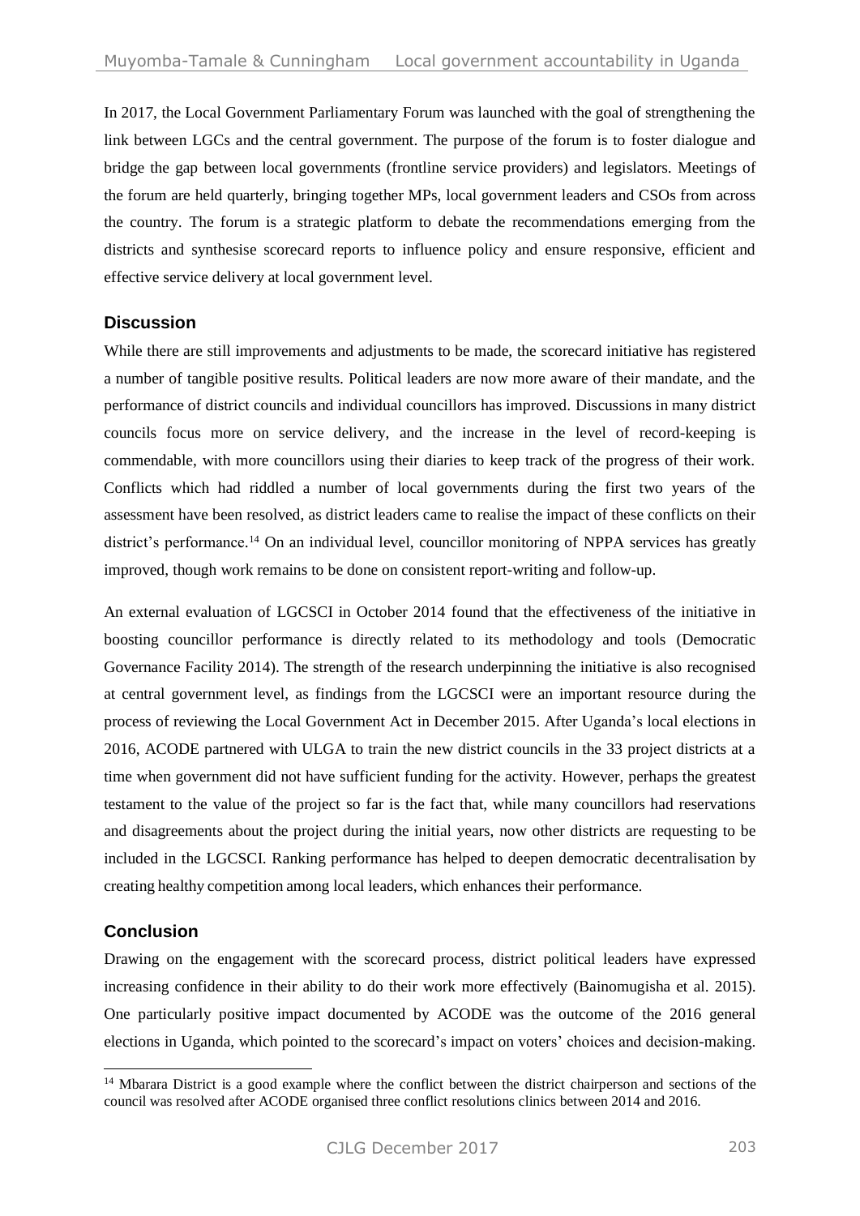In 2017, the Local Government Parliamentary Forum was launched with the goal of strengthening the link between LGCs and the central government. The purpose of the forum is to foster dialogue and bridge the gap between local governments (frontline service providers) and legislators. Meetings of the forum are held quarterly, bringing together MPs, local government leaders and CSOs from across the country. The forum is a strategic platform to debate the recommendations emerging from the districts and synthesise scorecard reports to influence policy and ensure responsive, efficient and effective service delivery at local government level.

## Discussion

While there are still improvements and adjustments to be made, the scorecard initiative has registered a number of tangible positive results. Political leaders are now more aware of their mandate, and the performance of district councils and individual councillors has improved. Discussions in many district councils focus more on service delivery, and the increase in the level of record-keeping is commendable, with more councillors using their diaries to keep track of the progress of their work. Conflicts which had riddled a number of local governments during the first two years of the assessment have been resolved, as district leaders came to realise the impact of these conflicts on their district's performance.[14] On an individual level, councillor monitoring of NPPA services has greatly improved, though work remains to be done on consistent report-writing and follow-up.

An external evaluation of LGCSCI in October 2014 found that the effectiveness of the initiative in boosting councillor performance is directly related to its methodology and tools (Democratic Governance Facility 2014). The strength of the research underpinning the initiative is also recognised at central government level, as findings from the LGCSCI were an important resource during the process of reviewing the Local Government Act in December 2015. After Uganda's local elections in 2016, ACODE partnered with ULGA to train the new district councils in the 33 project districts at a time when government did not have sufficient funding for the activity. However, perhaps the greatest testament to the value of the project so far is the fact that, while many councillors had reservations and disagreements about the project during the initial years, now other districts are requesting to be included in the LGCSCI. Ranking performance has helped to deepen democratic decentralisation by creating healthy competition among local leaders, which enhances their performance.

## Conclusion

Drawing on the engagement with the scorecard process, district political leaders have expressed increasing confidence in their ability to do their work more effectively (Bainomugisha et al. 2015). One particularly positive impact documented by ACODE was the outcome of the 2016 general elections in Uganda, which pointed to the scorecard's impact on voters' choices and decision-making.

[14] Mbarara District is a good example where the conflict between the district chairperson and sections of the council was resolved after ACODE organised three conflict resolutions clinics between 2014 and 2016.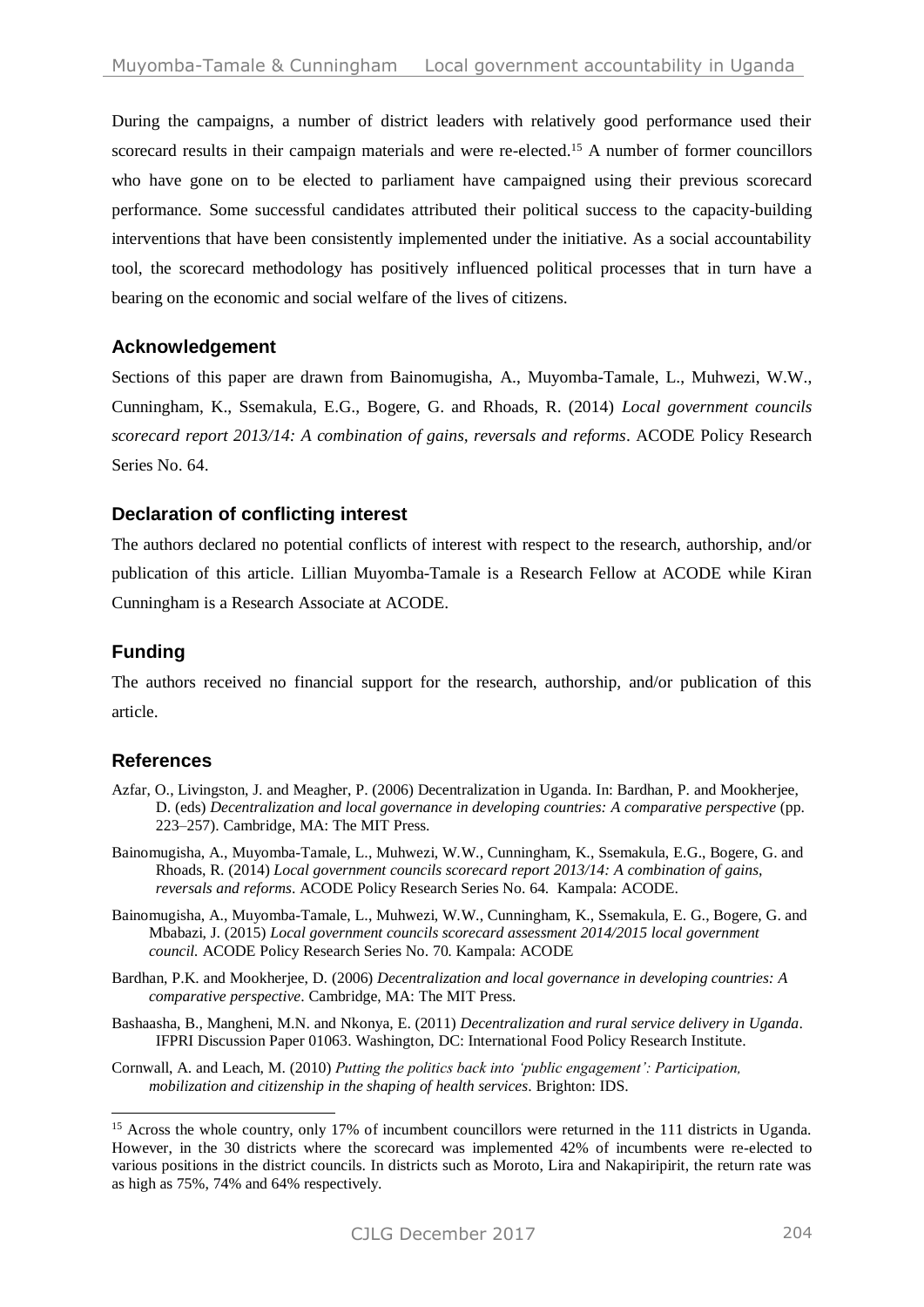During the campaigns, a number of district leaders with relatively good performance used their scorecard results in their campaign materials and were re-elected.[15] A number of former councillors who have gone on to be elected to parliament have campaigned using their previous scorecard performance. Some successful candidates attributed their political success to the capacity-building interventions that have been consistently implemented under the initiative. As a social accountability tool, the scorecard methodology has positively influenced political processes that in turn have a bearing on the economic and social welfare of the lives of citizens.

## Acknowledgement

Sections of this paper are drawn from Bainomugisha, A., Muyomba-Tamale, L., Muhwezi, W.W., Cunningham, K., Ssemakula, E.G., Bogere, G. and Rhoads, R. (2014) *Local government councils scorecard report 2013/14: A combination of gains, reversals and reforms*. ACODE Policy Research Series No. 64.

## Declaration of conflicting interest

The authors declared no potential conflicts of interest with respect to the research, authorship, and/or publication of this article. Lillian Muyomba-Tamale is a Research Fellow at ACODE while Kiran Cunningham is a Research Associate at ACODE.

## Funding

The authors received no financial support for the research, authorship, and/or publication of this article.

## References

Azfar, O., Livingston, J. and Meagher, P. (2006) Decentralization in Uganda. In: Bardhan, P. and Mookherjee, D. (eds) *Decentralization and local governance in developing countries: A comparative perspective* (pp. 223–257). Cambridge, MA: The MIT Press.

Bainomugisha, A., Muyomba-Tamale, L., Muhwezi, W.W., Cunningham, K., Ssemakula, E.G., Bogere, G. and Rhoads, R. (2014) *Local government councils scorecard report 2013/14: A combination of gains, reversals and reforms*. ACODE Policy Research Series No. 64. Kampala: ACODE.

Bainomugisha, A., Muyomba-Tamale, L., Muhwezi, W.W., Cunningham, K., Ssemakula, E. G., Bogere, G. and Mbabazi, J. (2015) *Local government councils scorecard assessment 2014/2015 local government council.* ACODE Policy Research Series No. 70. Kampala: ACODE

Bardhan, P.K. and Mookherjee, D. (2006) *Decentralization and local governance in developing countries: A comparative perspective*. Cambridge, MA: The MIT Press.

Bashaasha, B., Mangheni, M.N. and Nkonya, E. (2011) *Decentralization and rural service delivery in Uganda*. IFPRI Discussion Paper 01063. Washington, DC: International Food Policy Research Institute.

Cornwall, A. and Leach, M. (2010) *Putting the politics back into 'public engagement': Participation, mobilization and citizenship in the shaping of health services*. Brighton: IDS.

[15] Across the whole country, only 17% of incumbent councillors were returned in the 111 districts in Uganda. However, in the 30 districts where the scorecard was implemented 42% of incumbents were re-elected to various positions in the district councils. In districts such as Moroto, Lira and Nakapiripirit, the return rate was as high as 75%, 74% and 64% respectively.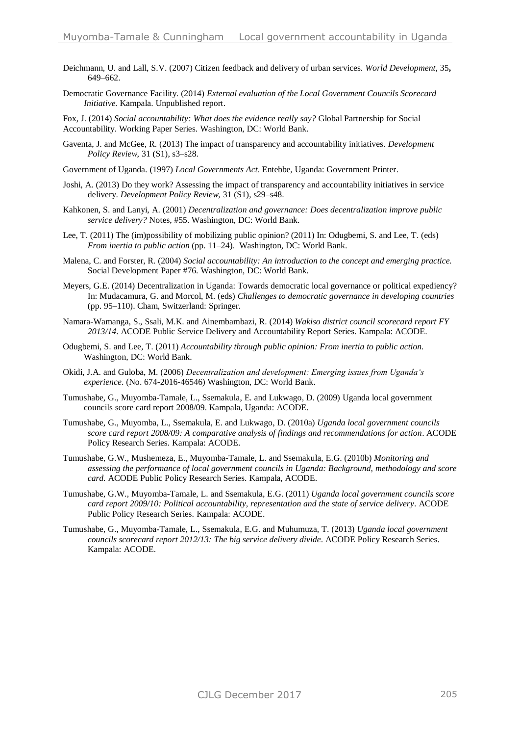Deichmann, U. and Lall, S.V. (2007) Citizen feedback and delivery of urban services. *World Development,* 35**,** 649–662.

Democratic Governance Facility. (2014) *External evaluation of the Local Government Councils Scorecard Initiative.* Kampala. Unpublished report.

Fox, J. (2014) *Social accountability: What does the evidence really say?* Global Partnership for Social Accountability. Working Paper Series. Washington, DC: World Bank.

Gaventa, J. and McGee, R. (2013) The impact of transparency and accountability initiatives. *Development Policy Review,* 31 (S1), s3–s28.

Government of Uganda. (1997) *Local Governments Act*. Entebbe, Uganda: Government Printer.

Joshi, A. (2013) Do they work? Assessing the impact of transparency and accountability initiatives in service delivery. *Development Policy Review,* 31 (S1), s29–s48.

Kahkonen, S. and Lanyi, A. (2001) *Decentralization and governance: Does decentralization improve public service delivery?* Notes, #55. Washington, DC: World Bank.

Lee, T. (2011) The (im)possibility of mobilizing public opinion? (2011) In: Odugbemi, S. and Lee, T. (eds) *From inertia to public action* (pp. 11–24). Washington, DC: World Bank.

Malena, C. and Forster, R. (2004) *Social accountability: An introduction to the concept and emerging practice.* Social Development Paper #76. Washington, DC: World Bank.

Meyers, G.E. (2014) Decentralization in Uganda: Towards democratic local governance or political expediency? In: Mudacamura, G. and Morcol, M. (eds) *Challenges to democratic governance in developing countries* (pp. 95–110). Cham, Switzerland: Springer.

Namara-Wamanga, S., Ssali, M.K. and Ainembambazi, R. (2014) *Wakiso district council scorecard report FY 2013/14.* ACODE Public Service Delivery and Accountability Report Series. Kampala: ACODE.

Odugbemi, S. and Lee, T. (2011) *Accountability through public opinion: From inertia to public action.* Washington, DC: World Bank.

Okidi, J.A. and Guloba, M. (2006) *Decentralization and development: Emerging issues from Uganda's experience*. (No. 674-2016-46546) Washington, DC: World Bank.

Tumushabe, G., Muyomba-Tamale, L., Ssemakula, E. and Lukwago, D. (2009) Uganda local government councils score card report 2008/09. Kampala, Uganda: ACODE.

Tumushabe, G., Muyomba, L., Ssemakula, E. and Lukwago, D. (2010a) *Uganda local government councils score card report 2008/09: A comparative analysis of findings and recommendations for action*. ACODE Policy Research Series. Kampala: ACODE.

Tumushabe, G.W., Mushemeza, E., Muyomba-Tamale, L. and Ssemakula, E.G. (2010b) *Monitoring and assessing the performance of local government councils in Uganda: Background, methodology and score card.* ACODE Public Policy Research Series. Kampala, ACODE.

Tumushabe, G.W., Muyomba-Tamale, L. and Ssemakula, E.G. (2011) *Uganda local government councils score card report 2009/10: Political accountability, representation and the state of service delivery*. ACODE Public Policy Research Series. Kampala: ACODE.

Tumushabe, G., Muyomba-Tamale, L., Ssemakula, E.G. and Muhumuza, T. (2013) *Uganda local government councils scorecard report 2012/13: The big service delivery divide*. ACODE Policy Research Series. Kampala: ACODE.